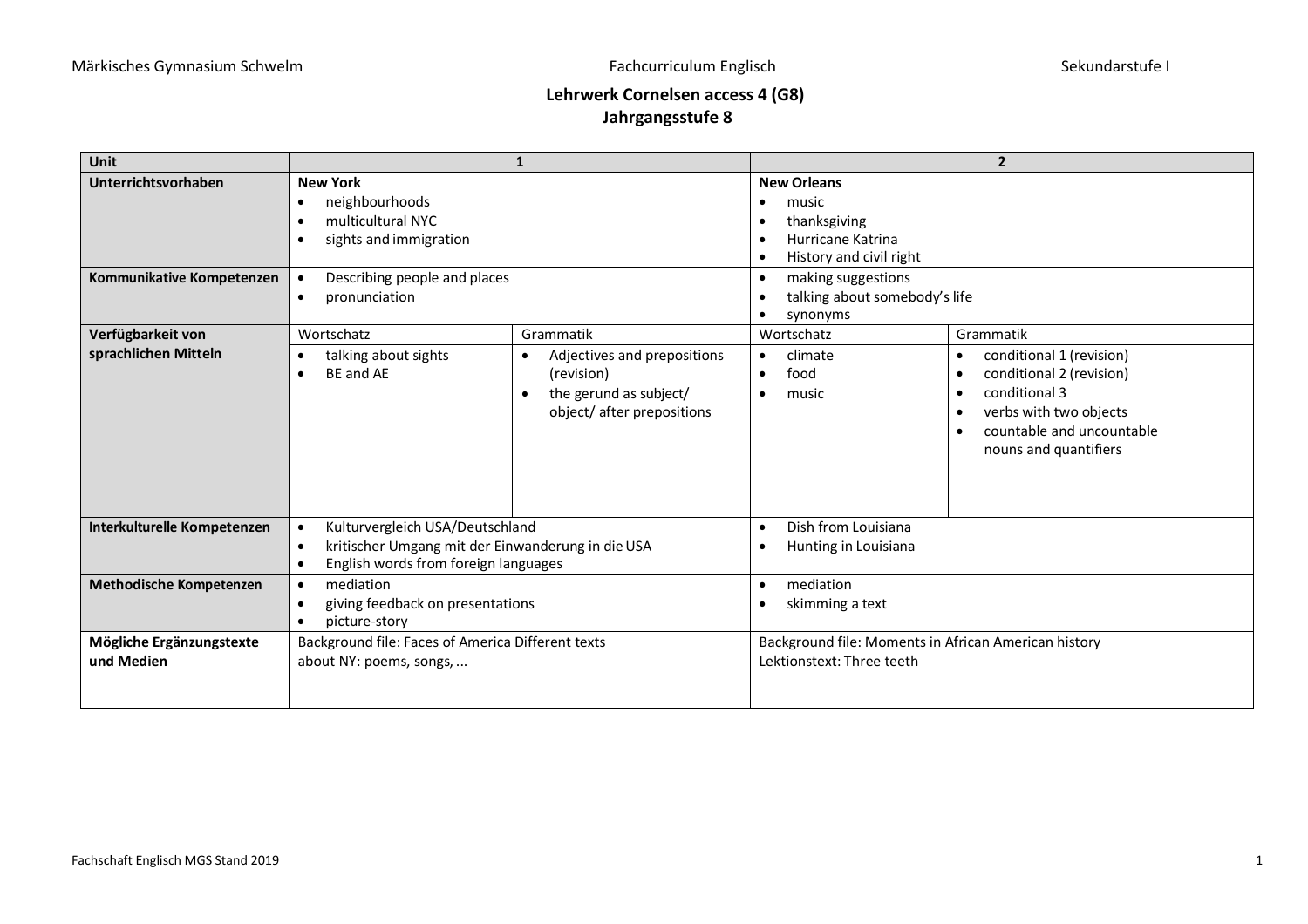Märkisches Gymnasium Schwelm — Fachcurriculum Englisch — Sekundarstufe I

## Lehrwerk Cornelsen access 4 (G8)
## Jahrgangsstufe 8

| Unit | 1 | | 2 | |
|---|---|---|---|---|
| Unterrichtsvorhaben | **New York**<br>• neighbourhoods<br>• multicultural NYC<br>• sights and immigration | | **New Orleans**<br>• music<br>• thanksgiving<br>• Hurricane Katrina<br>• History and civil right | |
| Kommunikative Kompetenzen | • Describing people and places<br>• pronunciation | | • making suggestions<br>• talking about somebody's life<br>• synonyms | |
| Verfügbarkeit von sprachlichen Mitteln | Wortschatz | Grammatik | Wortschatz | Grammatik |
| | • talking about sights<br>• BE and AE | • Adjectives and prepositions (revision)<br>• the gerund as subject/ object/ after prepositions | • climate<br>• food<br>• music | • conditional 1 (revision)<br>• conditional 2 (revision)<br>• conditional 3<br>• verbs with two objects<br>• countable and uncountable nouns and quantifiers |
| Interkulturelle Kompetenzen | • Kulturvergleich USA/Deutschland<br>• kritischer Umgang mit der Einwanderung in die USA<br>• English words from foreign languages | | • Dish from Louisiana<br>• Hunting in Louisiana | |
| Methodische Kompetenzen | • mediation<br>• giving feedback on presentations<br>• picture-story | | • mediation<br>• skimming a text | |
| Mögliche Ergänzungstexte und Medien | Background file: Faces of America Different texts about NY: poems, songs, ... | | Background file: Moments in African American history<br>Lektionstext: Three teeth | |

Fachschaft Englisch MGS Stand 2019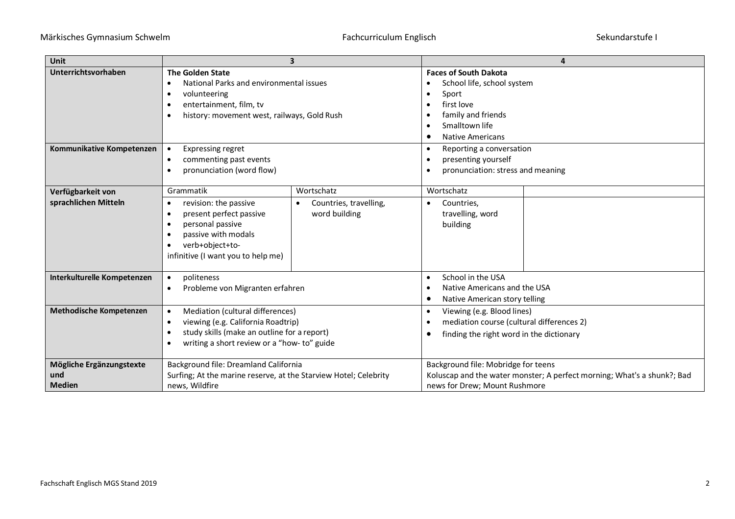| Unit | 3 | | 4 | |
|---|---|---|---|---|
| **Unterrichtsvorhaben** | **The Golden State**<br>• National Parks and environmental issues<br>• volunteering<br>• entertainment, film, tv<br>• history: movement west, railways, Gold Rush | | **Faces of South Dakota**<br>• School life, school system<br>• Sport<br>• first love<br>• family and friends<br>• Smalltown life<br>• Native Americans | |
| **Kommunikative Kompetenzen** | • Expressing regret<br>• commenting past events<br>• pronunciation (word flow) | | • Reporting a conversation<br>• presenting yourself<br>• pronunciation: stress and meaning | |
| **Verfügbarkeit von sprachlichen Mitteln** | Grammatik | Wortschatz | Wortschatz | |
| | • revision: the passive<br>• present perfect passive<br>• personal passive<br>• passive with modals<br>• verb+object+to-infinitive (I want you to help me) | • Countries, travelling, word building | • Countries, travelling, word building | |
| **Interkulturelle Kompetenzen** | • politeness<br>• Probleme von Migranten erfahren | | • School in the USA<br>• Native Americans and the USA<br>• Native American story telling | |
| **Methodische Kompetenzen** | • Mediation (cultural differences)<br>• viewing (e.g. California Roadtrip)<br>• study skills (make an outline for a report)<br>• writing a short review or a "how- to" guide | | • Viewing (e.g. Blood lines)<br>• mediation course (cultural differences 2)<br>• finding the right word in the dictionary | |
| **Mögliche Ergänzungstexte und Medien** | Background file: Dreamland California<br>Surfing; At the marine reserve, at the Starview Hotel; Celebrity news, Wildfire | | Background file: Mobridge for teens<br>Koluscap and the water monster; A perfect morning; What's a shunk?; Bad news for Drew; Mount Rushmore | |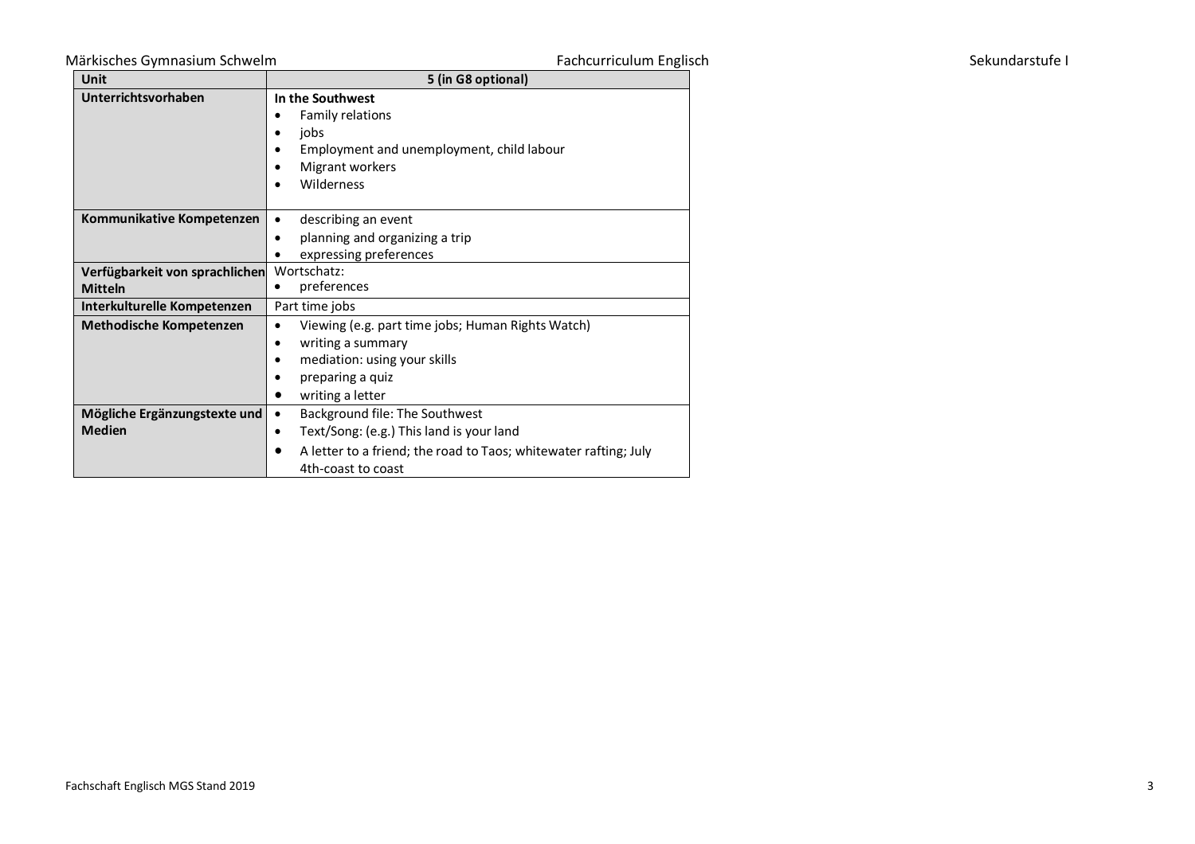| Unit | 5 (in G8 optional) |
|---|---|
| **Unterrichtsvorhaben** | **In the Southwest**<br>• Family relations<br>• jobs<br>• Employment and unemployment, child labour<br>• Migrant workers<br>• Wilderness |
| **Kommunikative Kompetenzen** | • describing an event<br>• planning and organizing a trip<br>• expressing preferences |
| **Verfügbarkeit von sprachlichen Mitteln** | Wortschatz:<br>• preferences |
| **Interkulturelle Kompetenzen** | Part time jobs |
| **Methodische Kompetenzen** | • Viewing (e.g. part time jobs; Human Rights Watch)<br>• writing a summary<br>• mediation: using your skills<br>• preparing a quiz<br>• writing a letter |
| **Mögliche Ergänzungstexte und Medien** | • Background file: The Southwest<br>• Text/Song: (e.g.) This land is your land<br>• A letter to a friend; the road to Taos; whitewater rafting; July 4th-coast to coast |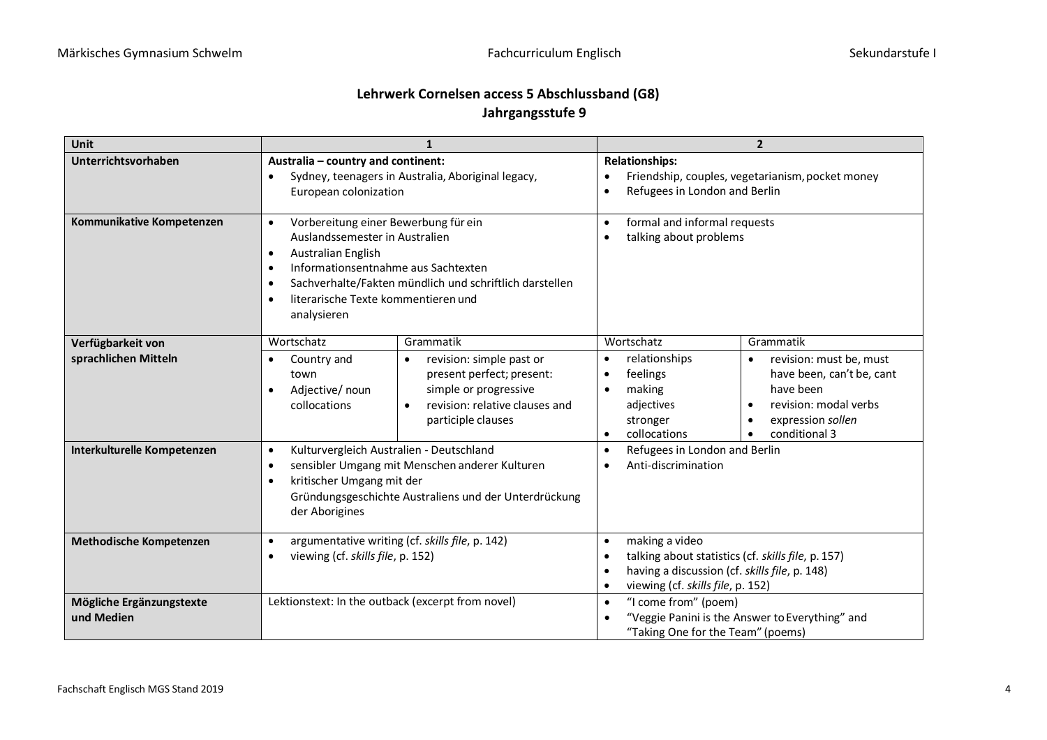## Lehrwerk Cornelsen access 5 Abschlussband (G8)
## Jahrgangsstufe 9

| Unit | 1 | | 2 | |
|---|---|---|---|---|
| **Unterrichtsvorhaben** | **Australia – country and continent:**<br>• Sydney, teenagers in Australia, Aboriginal legacy, European colonization | | **Relationships:**<br>• Friendship, couples, vegetarianism, pocket money<br>• Refugees in London and Berlin | |
| **Kommunikative Kompetenzen** | • Vorbereitung einer Bewerbung für ein Auslandssemester in Australien<br>• Australian English<br>• Informationsentnahme aus Sachtexten<br>• Sachverhalte/Fakten mündlich und schriftlich darstellen<br>• literarische Texte kommentieren und analysieren | | • formal and informal requests<br>• talking about problems | |
| **Verfügbarkeit von sprachlichen Mitteln** | Wortschatz<br>• Country and town<br>• Adjective/ noun collocations | Grammatik<br>• revision: simple past or present perfect; present: simple or progressive<br>• revision: relative clauses and participle clauses | Wortschatz<br>• relationships<br>• feelings<br>• making adjectives stronger<br>• collocations | Grammatik<br>• revision: must be, must have been, can't be, cant have been<br>• revision: modal verbs<br>• expression *sollen*<br>• conditional 3 |
| **Interkulturelle Kompetenzen** | • Kulturvergleich Australien - Deutschland<br>• sensibler Umgang mit Menschen anderer Kulturen<br>• kritischer Umgang mit der Gründungsgeschichte Australiens und der Unterdrückung der Aborigines | | • Refugees in London and Berlin<br>• Anti-discrimination | |
| **Methodische Kompetenzen** | • argumentative writing (cf. *skills file*, p. 142)<br>• viewing (cf. *skills file*, p. 152) | | • making a video<br>• talking about statistics (cf. *skills file*, p. 157)<br>• having a discussion (cf. *skills file*, p. 148)<br>• viewing (cf. *skills file*, p. 152) | |
| **Mögliche Ergänzungstexte und Medien** | Lektionstext: In the outback (excerpt from novel) | | • "I come from" (poem)<br>• "Veggie Panini is the Answer to Everything" and "Taking One for the Team" (poems) | |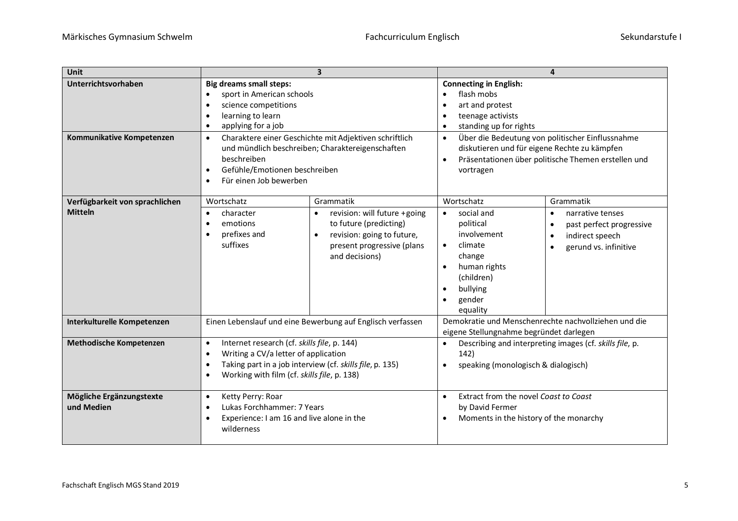| Unit | 3 | | 4 | |
|---|---|---|---|---|
| **Unterrichtsvorhaben** | **Big dreams small steps:**<br>• sport in American schools<br>• science competitions<br>• learning to learn<br>• applying for a job | | **Connecting in English:**<br>• flash mobs<br>• art and protest<br>• teenage activists<br>• standing up for rights | |
| **Kommunikative Kompetenzen** | • Charaktere einer Geschichte mit Adjektiven schriftlich und mündlich beschreiben; Charaktereigenschaften beschreiben<br>• Gefühle/Emotionen beschreiben<br>• Für einen Job bewerben | | • Über die Bedeutung von politischer Einflussnahme diskutieren und für eigene Rechte zu kämpfen<br>• Präsentationen über politische Themen erstellen und vortragen | |
| **Verfügbarkeit von sprachlichen Mitteln** | Wortschatz | Grammatik | Wortschatz | Grammatik |
| | • character<br>• emotions<br>• prefixes and suffixes | • revision: will future +going to future (predicting)<br>• revision: going to future, present progressive (plans and decisions) | • social and political involvement<br>• climate change<br>• human rights (children)<br>• bullying<br>• gender equality | • narrative tenses<br>• past perfect progressive<br>• indirect speech<br>• gerund vs. infinitive |
| **Interkulturelle Kompetenzen** | Einen Lebenslauf und eine Bewerbung auf Englisch verfassen | | Demokratie und Menschenrechte nachvollziehen und die eigene Stellungnahme begründet darlegen | |
| **Methodische Kompetenzen** | • Internet research (cf. *skills file*, p. 144)<br>• Writing a CV/a letter of application<br>• Taking part in a job interview (cf. *skills file*, p. 135)<br>• Working with film (cf. *skills file*, p. 138) | | • Describing and interpreting images (cf. *skills file*, p. 142)<br>• speaking (monologisch & dialogisch) | |
| **Mögliche Ergänzungstexte und Medien** | • Ketty Perry: Roar<br>• Lukas Forchhammer: 7 Years<br>• Experience: I am 16 and live alone in the wilderness | | • Extract from the novel *Coast to Coast* by David Fermer<br>• Moments in the history of the monarchy | |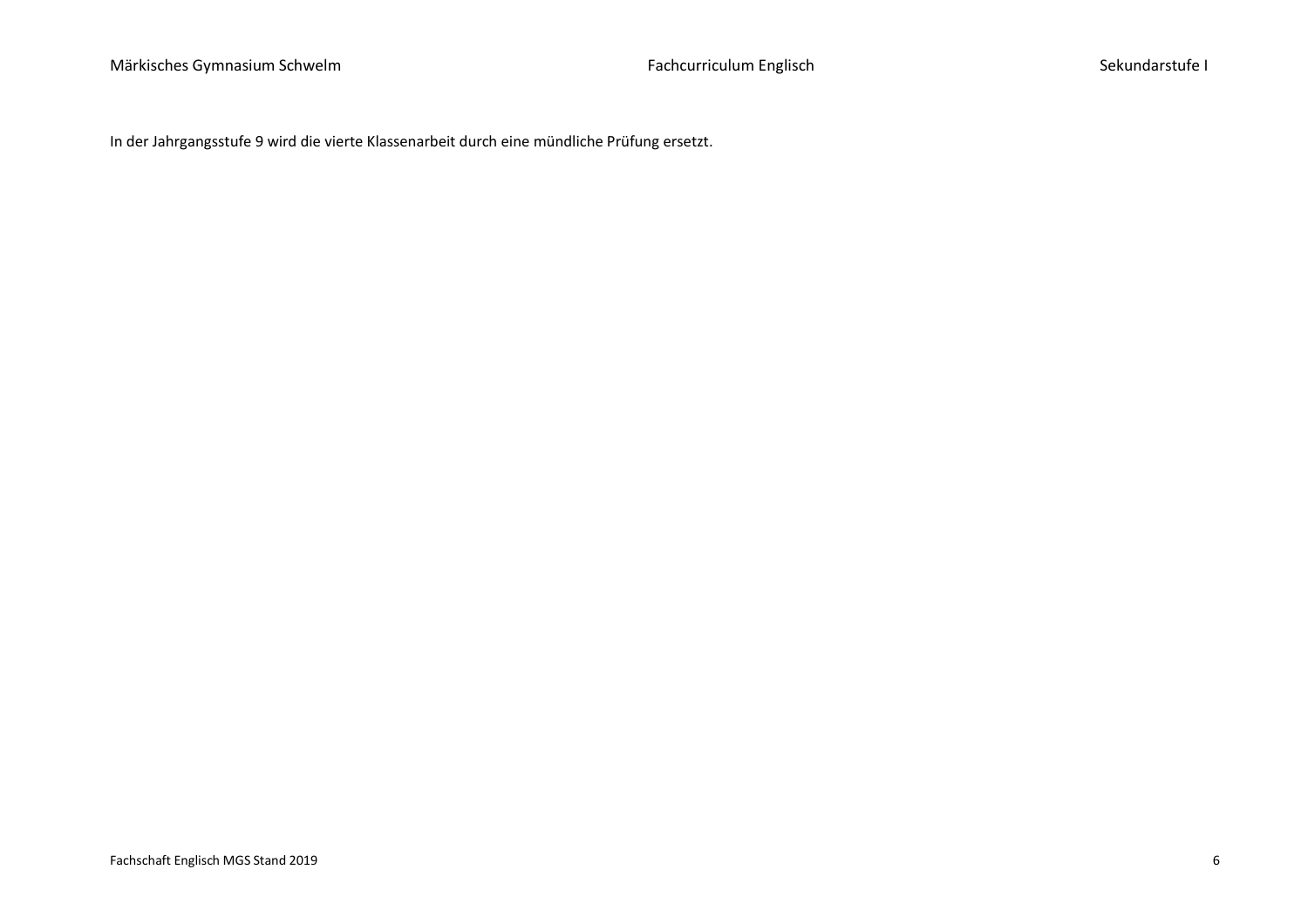In der Jahrgangsstufe 9 wird die vierte Klassenarbeit durch eine mündliche Prüfung ersetzt.